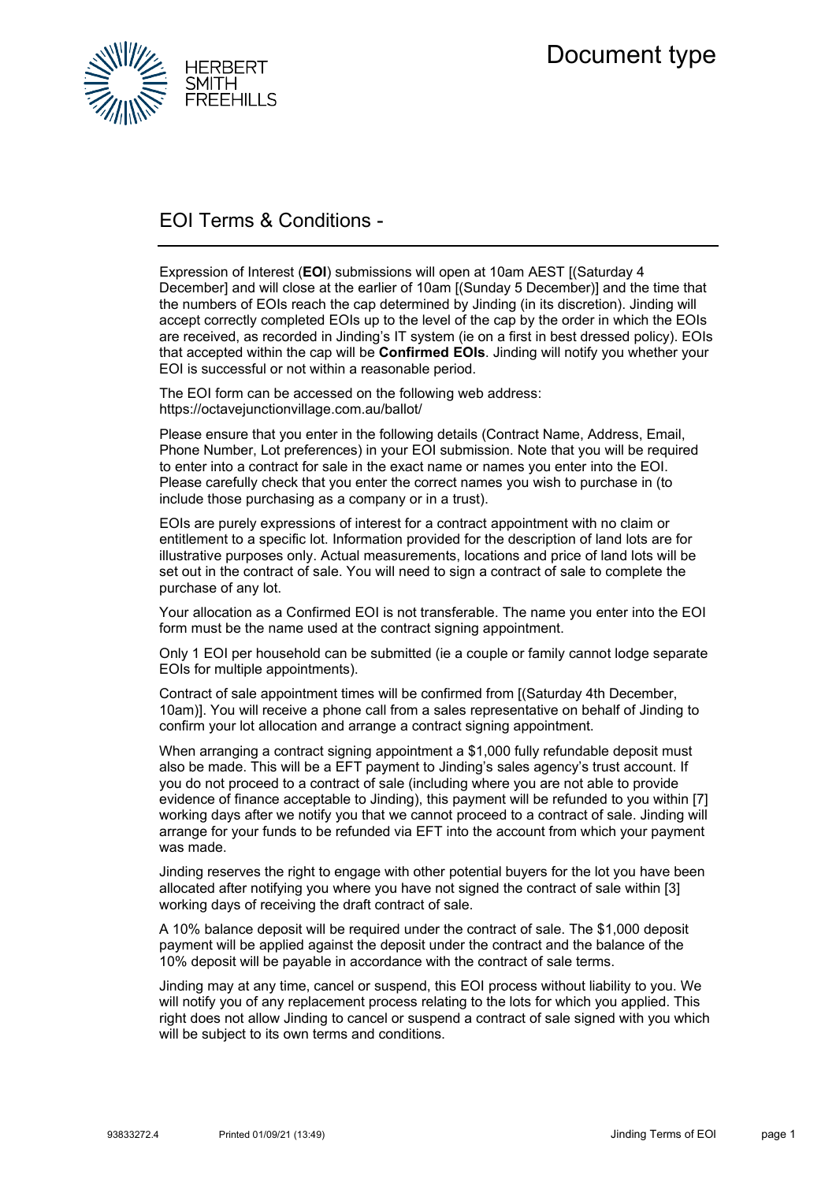# Document type

## EOI Terms & Conditions -

Expression of Interest (**EOI**) submissions will open at 10am AEST [(Saturday 4 December] and will close at the earlier of 10am [(Sunday 5 December)] and the time that the numbers of EOIs reach the cap determined by Jinding (in its discretion). Jinding will accept correctly completed EOIs up to the level of the cap by the order in which the EOIs are received, as recorded in Jinding's IT system (ie on a first in best dressed policy). EOIs that accepted within the cap will be **Confirmed EOIs**. Jinding will notify you whether your EOI is successful or not within a reasonable period.

The EOI form can be accessed on the following web address: https://octavejunctionvillage.com.au/ballot/

Please ensure that you enter in the following details (Contract Name, Address, Email, Phone Number, Lot preferences) in your EOI submission. Note that you will be required to enter into a contract for sale in the exact name or names you enter into the EOI. Please carefully check that you enter the correct names you wish to purchase in (to include those purchasing as a company or in a trust).

EOIs are purely expressions of interest for a contract appointment with no claim or entitlement to a specific lot. Information provided for the description of land lots are for illustrative purposes only. Actual measurements, locations and price of land lots will be set out in the contract of sale. You will need to sign a contract of sale to complete the purchase of any lot.

Your allocation as a Confirmed EOI is not transferable. The name you enter into the EOI form must be the name used at the contract signing appointment.

Only 1 EOI per household can be submitted (ie a couple or family cannot lodge separate EOIs for multiple appointments).

Contract of sale appointment times will be confirmed from [(Saturday 4th December, 10am)]. You will receive a phone call from a sales representative on behalf of Jinding to confirm your lot allocation and arrange a contract signing appointment.

When arranging a contract signing appointment a $1,000 fully refundable deposit must also be made. This will be a EFT payment to Jinding's sales agency's trust account. If you do not proceed to a contract of sale (including where you are not able to provide evidence of finance acceptable to Jinding), this payment will be refunded to you within [7] working days after we notify you that we cannot proceed to a contract of sale. Jinding will arrange for your funds to be refunded via EFT into the account from which your payment was made.

Jinding reserves the right to engage with other potential buyers for the lot you have been allocated after notifying you where you have not signed the contract of sale within [3] working days of receiving the draft contract of sale.

A 10% balance deposit will be required under the contract of sale. The $1,000 deposit payment will be applied against the deposit under the contract and the balance of the 10% deposit will be payable in accordance with the contract of sale terms.

Jinding may at any time, cancel or suspend, this EOI process without liability to you. We will notify you of any replacement process relating to the lots for which you applied. This right does not allow Jinding to cancel or suspend a contract of sale signed with you which will be subject to its own terms and conditions.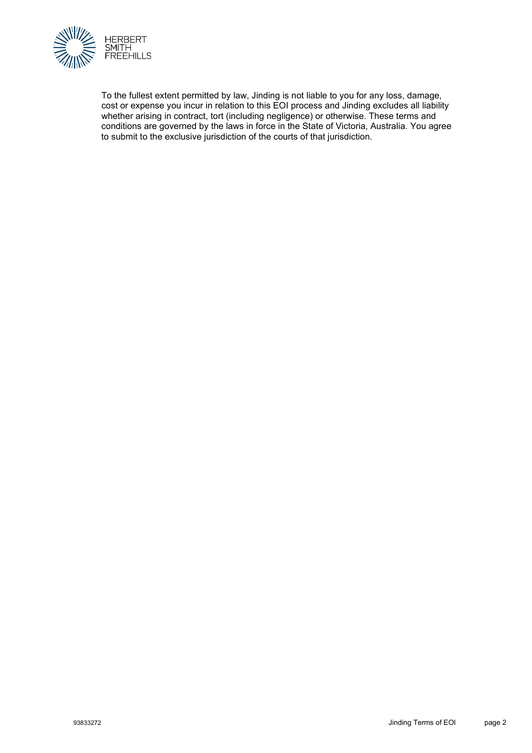To the fullest extent permitted by law, Jinding is not liable to you for any loss, damage, cost or expense you incur in relation to this EOI process and Jinding excludes all liability whether arising in contract, tort (including negligence) or otherwise. These terms and conditions are governed by the laws in force in the State of Victoria, Australia. You agree to submit to the exclusive jurisdiction of the courts of that jurisdiction.